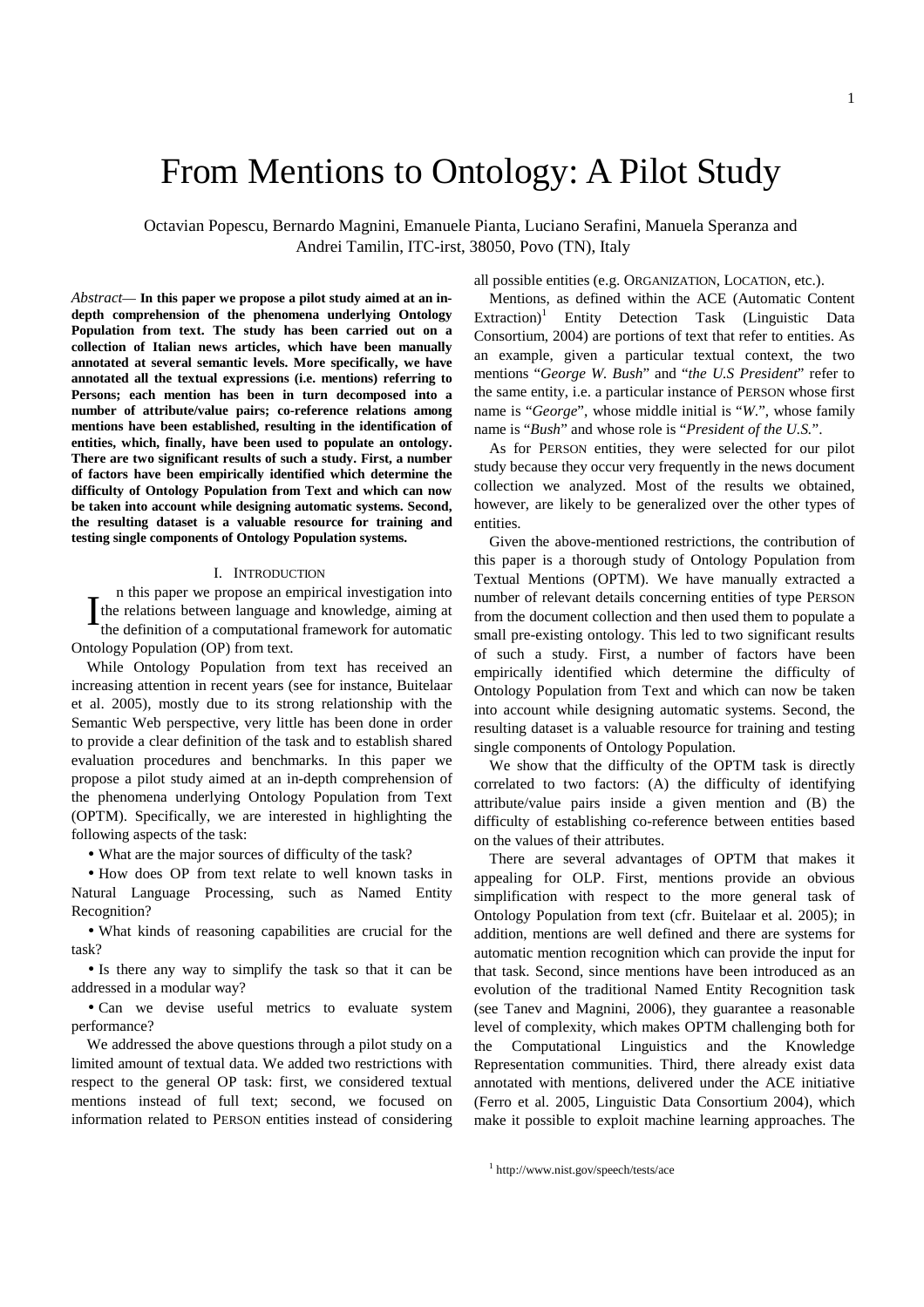# From Mentions to Ontology: A Pilot Study

Octavian Popescu, Bernardo Magnini, Emanuele Pianta, Luciano Serafini, Manuela Speranza and Andrei Tamilin, ITC-irst, 38050, Povo (TN), Italy

*Abstract*— **In this paper we propose a pilot study aimed at an in-depth comprehension of the phenomena underlying Ontology Population from text. The study has been carried out on a collection of Italian news articles, which have been manually annotated at several semantic levels. More specifically, we have annotated all the textual expressions (i.e. mentions) referring to Persons; each mention has been in turn decomposed into a number of attribute/value pairs; co-reference relations among mentions have been established, resulting in the identification of entities, which, finally, have been used to populate an ontology. There are two significant results of such a study. First, a number of factors have been empirically identified which determine the difficulty of Ontology Population from Text and which can now be taken into account while designing automatic systems. Second, the resulting dataset is a valuable resource for training and testing single components of Ontology Population systems.**

## I. Introduction

In this paper we propose an empirical investigation into the relations between language and knowledge, aiming at the definition of a computational framework for automatic Ontology Population (OP) from text.

While Ontology Population from text has received an increasing attention in recent years (see for instance, Buitelaar et al. 2005), mostly due to its strong relationship with the Semantic Web perspective, very little has been done in order to provide a clear definition of the task and to establish shared evaluation procedures and benchmarks. In this paper we propose a pilot study aimed at an in-depth comprehension of the phenomena underlying Ontology Population from Text (OPTM). Specifically, we are interested in highlighting the following aspects of the task:

- What are the major sources of difficulty of the task?
- How does OP from text relate to well known tasks in Natural Language Processing, such as Named Entity Recognition?
- What kinds of reasoning capabilities are crucial for the task?
- Is there any way to simplify the task so that it can be addressed in a modular way?
- Can we devise useful metrics to evaluate system performance?

We addressed the above questions through a pilot study on a limited amount of textual data. We added two restrictions with respect to the general OP task: first, we considered textual mentions instead of full text; second, we focused on information related to PERSON entities instead of considering all possible entities (e.g. ORGANIZATION, LOCATION, etc.).

Mentions, as defined within the ACE (Automatic Content Extraction)[1] Entity Detection Task (Linguistic Data Consortium, 2004) are portions of text that refer to entities. As an example, given a particular textual context, the two mentions "*George W. Bush*" and "*the U.S President*" refer to the same entity, i.e. a particular instance of PERSON whose first name is "*George*", whose middle initial is "*W.*", whose family name is "*Bush*" and whose role is "*President of the U.S.*".

As for PERSON entities, they were selected for our pilot study because they occur very frequently in the news document collection we analyzed. Most of the results we obtained, however, are likely to be generalized over the other types of entities.

Given the above-mentioned restrictions, the contribution of this paper is a thorough study of Ontology Population from Textual Mentions (OPTM). We have manually extracted a number of relevant details concerning entities of type PERSON from the document collection and then used them to populate a small pre-existing ontology. This led to two significant results of such a study. First, a number of factors have been empirically identified which determine the difficulty of Ontology Population from Text and which can now be taken into account while designing automatic systems. Second, the resulting dataset is a valuable resource for training and testing single components of Ontology Population.

We show that the difficulty of the OPTM task is directly correlated to two factors: (A) the difficulty of identifying attribute/value pairs inside a given mention and (B) the difficulty of establishing co-reference between entities based on the values of their attributes.

There are several advantages of OPTM that makes it appealing for OLP. First, mentions provide an obvious simplification with respect to the more general task of Ontology Population from text (cfr. Buitelaar et al. 2005); in addition, mentions are well defined and there are systems for automatic mention recognition which can provide the input for that task. Second, since mentions have been introduced as an evolution of the traditional Named Entity Recognition task (see Tanev and Magnini, 2006), they guarantee a reasonable level of complexity, which makes OPTM challenging both for the Computational Linguistics and the Knowledge Representation communities. Third, there already exist data annotated with mentions, delivered under the ACE initiative (Ferro et al. 2005, Linguistic Data Consortium 2004), which make it possible to exploit machine learning approaches. The

[1] http://www.nist.gov/speech/tests/ace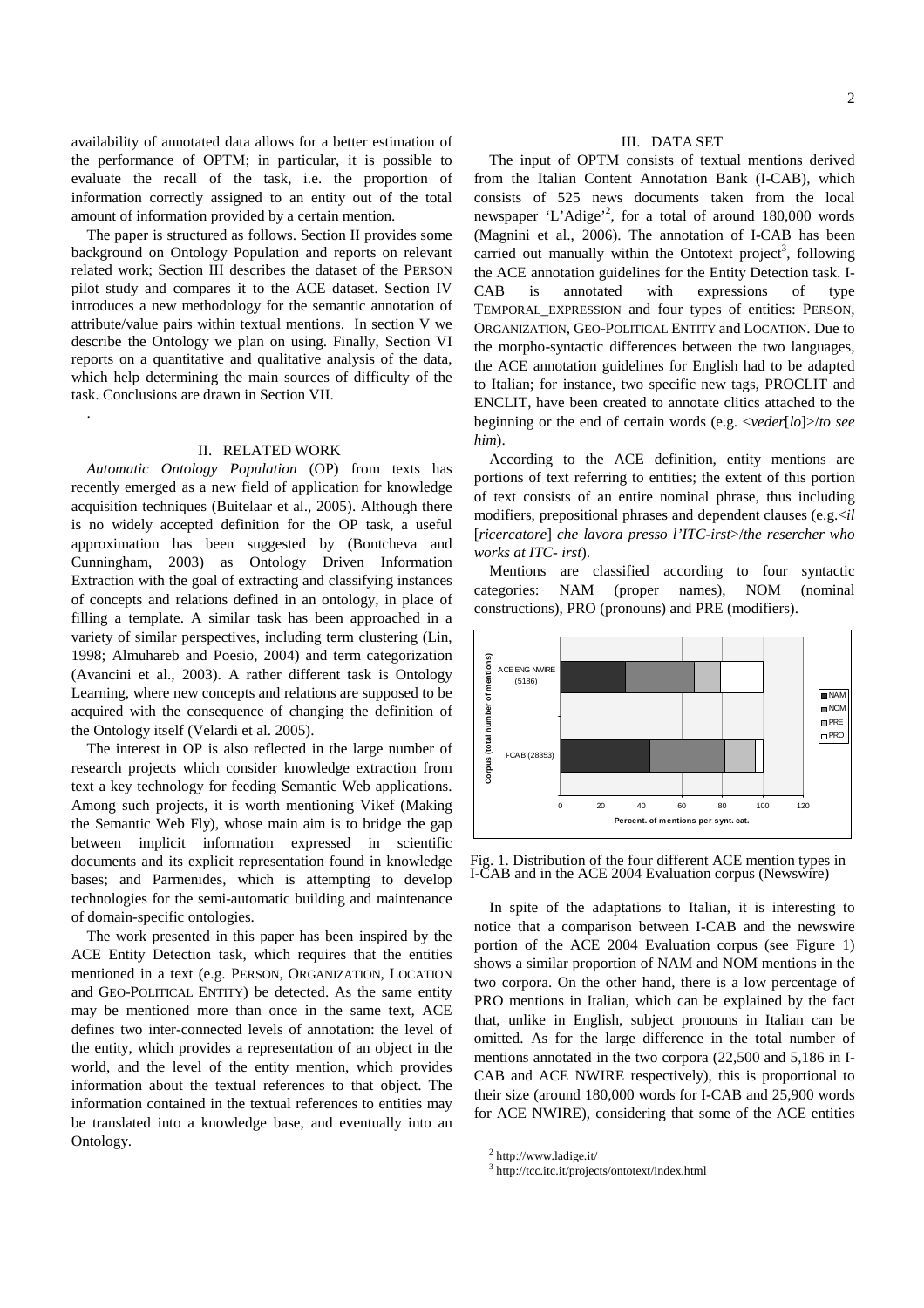availability of annotated data allows for a better estimation of the performance of OPTM; in particular, it is possible to evaluate the recall of the task, i.e. the proportion of information correctly assigned to an entity out of the total amount of information provided by a certain mention.

The paper is structured as follows. Section II provides some background on Ontology Population and reports on relevant related work; Section III describes the dataset of the PERSON pilot study and compares it to the ACE dataset. Section IV introduces a new methodology for the semantic annotation of attribute/value pairs within textual mentions. In section V we describe the Ontology we plan on using. Finally, Section VI reports on a quantitative and qualitative analysis of the data, which help determining the main sources of difficulty of the task. Conclusions are drawn in Section VII.

.

## II. Related Work

*Automatic Ontology Population* (OP) from texts has recently emerged as a new field of application for knowledge acquisition techniques (Buitelaar et al., 2005). Although there is no widely accepted definition for the OP task, a useful approximation has been suggested by (Bontcheva and Cunningham, 2003) as Ontology Driven Information Extraction with the goal of extracting and classifying instances of concepts and relations defined in an ontology, in place of filling a template. A similar task has been approached in a variety of similar perspectives, including term clustering (Lin, 1998; Almuhareb and Poesio, 2004) and term categorization (Avancini et al., 2003). A rather different task is Ontology Learning, where new concepts and relations are supposed to be acquired with the consequence of changing the definition of the Ontology itself (Velardi et al. 2005).

The interest in OP is also reflected in the large number of research projects which consider knowledge extraction from text a key technology for feeding Semantic Web applications. Among such projects, it is worth mentioning Vikef (Making the Semantic Web Fly), whose main aim is to bridge the gap between implicit information expressed in scientific documents and its explicit representation found in knowledge bases; and Parmenides, which is attempting to develop technologies for the semi-automatic building and maintenance of domain-specific ontologies.

The work presented in this paper has been inspired by the ACE Entity Detection task, which requires that the entities mentioned in a text (e.g. PERSON, ORGANIZATION, LOCATION and GEO-POLITICAL ENTITY) be detected. As the same entity may be mentioned more than once in the same text, ACE defines two inter-connected levels of annotation: the level of the entity, which provides a representation of an object in the world, and the level of the entity mention, which provides information about the textual references to that object. The information contained in the textual references to entities may be translated into a knowledge base, and eventually into an Ontology.

## III. Data Set

The input of OPTM consists of textual mentions derived from the Italian Content Annotation Bank (I-CAB), which consists of 525 news documents taken from the local newspaper 'L'Adige'[2], for a total of around 180,000 words (Magnini et al., 2006). The annotation of I-CAB has been carried out manually within the Ontotext project[3], following the ACE annotation guidelines for the Entity Detection task. I-CAB is annotated with expressions of type TEMPORAL_EXPRESSION and four types of entities: PERSON, ORGANIZATION, GEO-POLITICAL ENTITY and LOCATION. Due to the morpho-syntactic differences between the two languages, the ACE annotation guidelines for English had to be adapted to Italian; for instance, two specific new tags, PROCLIT and ENCLIT, have been created to annotate clitics attached to the beginning or the end of certain words (e.g. <*veder*[*lo*]>/*to see him*).

According to the ACE definition, entity mentions are portions of text referring to entities; the extent of this portion of text consists of an entire nominal phrase, thus including modifiers, prepositional phrases and dependent clauses (e.g.<*il* [*ricercatore*] *che lavora presso l'ITC-irst*>/*the resercher who works at ITC- irst*).

Mentions are classified according to four syntactic categories: NAM (proper names), NOM (nominal constructions), PRO (pronouns) and PRE (modifiers).

Fig. 1. Distribution of the four different ACE mention types in I-CAB and in the ACE 2004 Evaluation corpus (Newswire)

In spite of the adaptations to Italian, it is interesting to notice that a comparison between I-CAB and the newswire portion of the ACE 2004 Evaluation corpus (see Figure 1) shows a similar proportion of NAM and NOM mentions in the two corpora. On the other hand, there is a low percentage of PRO mentions in Italian, which can be explained by the fact that, unlike in English, subject pronouns in Italian can be omitted. As for the large difference in the total number of mentions annotated in the two corpora (22,500 and 5,186 in I-CAB and ACE NWIRE respectively), this is proportional to their size (around 180,000 words for I-CAB and 25,900 words for ACE NWIRE), considering that some of the ACE entities

[2] http://www.ladige.it/

[3] http://tcc.itc.it/projects/ontotext/index.html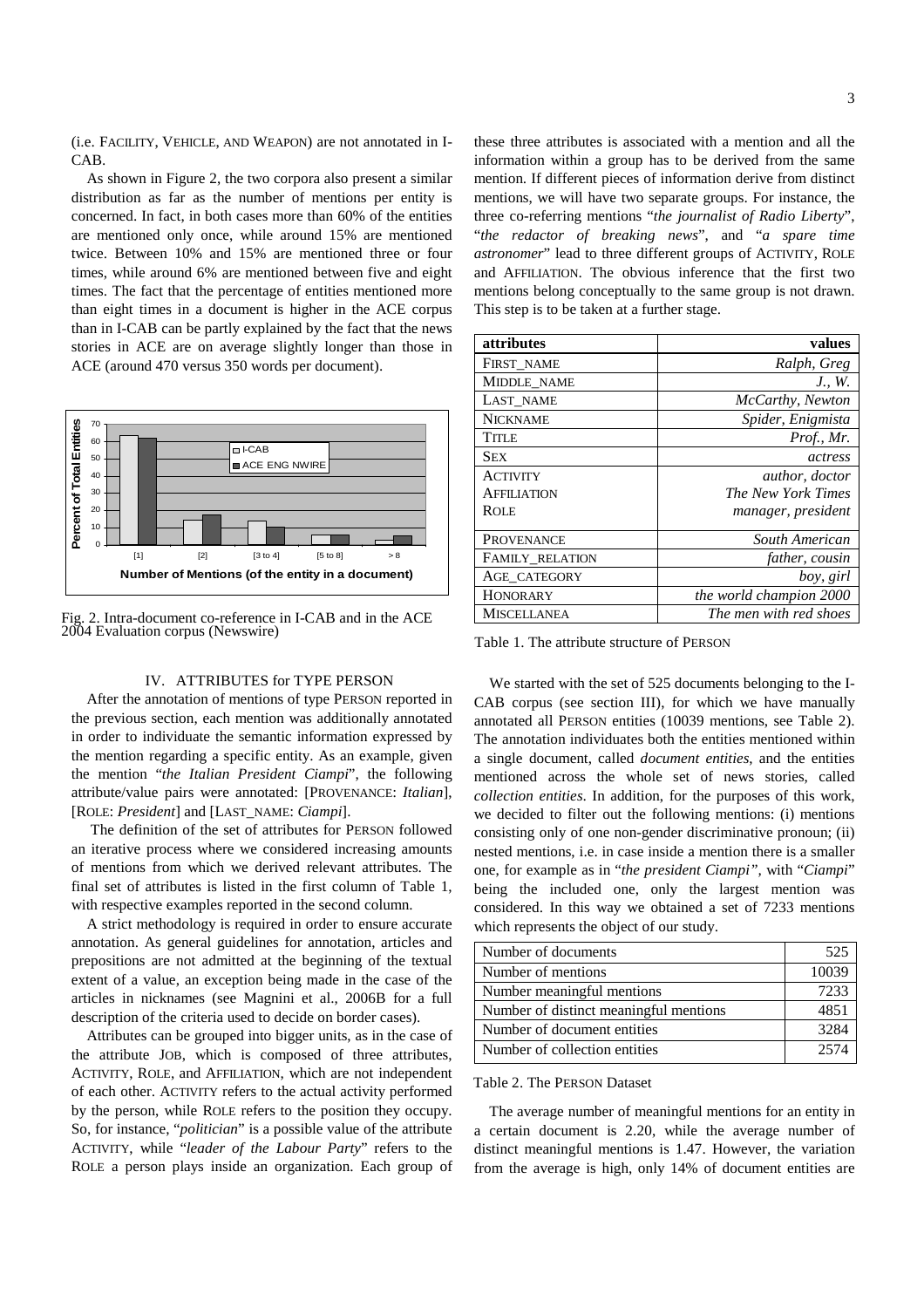(i.e. FACILITY, VEHICLE, AND WEAPON) are not annotated in I-CAB.

As shown in Figure 2, the two corpora also present a similar distribution as far as the number of mentions per entity is concerned. In fact, in both cases more than 60% of the entities are mentioned only once, while around 15% are mentioned twice. Between 10% and 15% are mentioned three or four times, while around 6% are mentioned between five and eight times. The fact that the percentage of entities mentioned more than eight times in a document is higher in the ACE corpus than in I-CAB can be partly explained by the fact that the news stories in ACE are on average slightly longer than those in ACE (around 470 versus 350 words per document).

Fig. 2. Intra-document co-reference in I-CAB and in the ACE 2004 Evaluation corpus (Newswire)

## IV. ATTRIBUTES for TYPE PERSON

After the annotation of mentions of type PERSON reported in the previous section, each mention was additionally annotated in order to individuate the semantic information expressed by the mention regarding a specific entity. As an example, given the mention "*the Italian President Ciampi*", the following attribute/value pairs were annotated: [PROVENANCE: *Italian*], [ROLE: *President*] and [LAST_NAME: *Ciampi*].

The definition of the set of attributes for PERSON followed an iterative process where we considered increasing amounts of mentions from which we derived relevant attributes. The final set of attributes is listed in the first column of Table 1, with respective examples reported in the second column.

A strict methodology is required in order to ensure accurate annotation. As general guidelines for annotation, articles and prepositions are not admitted at the beginning of the textual extent of a value, an exception being made in the case of the articles in nicknames (see Magnini et al., 2006B for a full description of the criteria used to decide on border cases).

Attributes can be grouped into bigger units, as in the case of the attribute JOB, which is composed of three attributes, ACTIVITY, ROLE, and AFFILIATION, which are not independent of each other. ACTIVITY refers to the actual activity performed by the person, while ROLE refers to the position they occupy. So, for instance, "*politician*" is a possible value of the attribute ACTIVITY, while "*leader of the Labour Party*" refers to the ROLE a person plays inside an organization. Each group of these three attributes is associated with a mention and all the information within a group has to be derived from the same mention. If different pieces of information derive from distinct mentions, we will have two separate groups. For instance, the three co-referring mentions "*the journalist of Radio Liberty*", "*the redactor of breaking news*", and "*a spare time astronomer*" lead to three different groups of ACTIVITY, ROLE and AFFILIATION. The obvious inference that the first two mentions belong conceptually to the same group is not drawn. This step is to be taken at a further stage.

| attributes | values |
|---|---|
| FIRST_NAME | *Ralph, Greg* |
| MIDDLE_NAME | *J., W.* |
| LAST_NAME | *McCarthy, Newton* |
| NICKNAME | *Spider, Enigmista* |
| TITLE | *Prof., Mr.* |
| SEX | *actress* |
| ACTIVITY | *author, doctor* |
| AFFILIATION | *The New York Times* |
| ROLE | *manager, president* |
| PROVENANCE | *South American* |
| FAMILY_RELATION | *father, cousin* |
| AGE_CATEGORY | *boy, girl* |
| HONORARY | *the world champion 2000* |
| MISCELLANEA | *The men with red shoes* |

Table 1. The attribute structure of PERSON

We started with the set of 525 documents belonging to the I-CAB corpus (see section III), for which we have manually annotated all PERSON entities (10039 mentions, see Table 2). The annotation individuates both the entities mentioned within a single document, called *document entities*, and the entities mentioned across the whole set of news stories, called *collection entities*. In addition, for the purposes of this work, we decided to filter out the following mentions: (i) mentions consisting only of one non-gender discriminative pronoun; (ii) nested mentions, i.e. in case inside a mention there is a smaller one, for example as in "*the president Ciampi",* with "*Ciampi*" being the included one, only the largest mention was considered. In this way we obtained a set of 7233 mentions which represents the object of our study.

| Number of documents | 525 |
|---|---|
| Number of mentions | 10039 |
| Number meaningful mentions | 7233 |
| Number of distinct meaningful mentions | 4851 |
| Number of document entities | 3284 |
| Number of collection entities | 2574 |

Table 2. The PERSON Dataset

The average number of meaningful mentions for an entity in a certain document is 2.20, while the average number of distinct meaningful mentions is 1.47. However, the variation from the average is high, only 14% of document entities are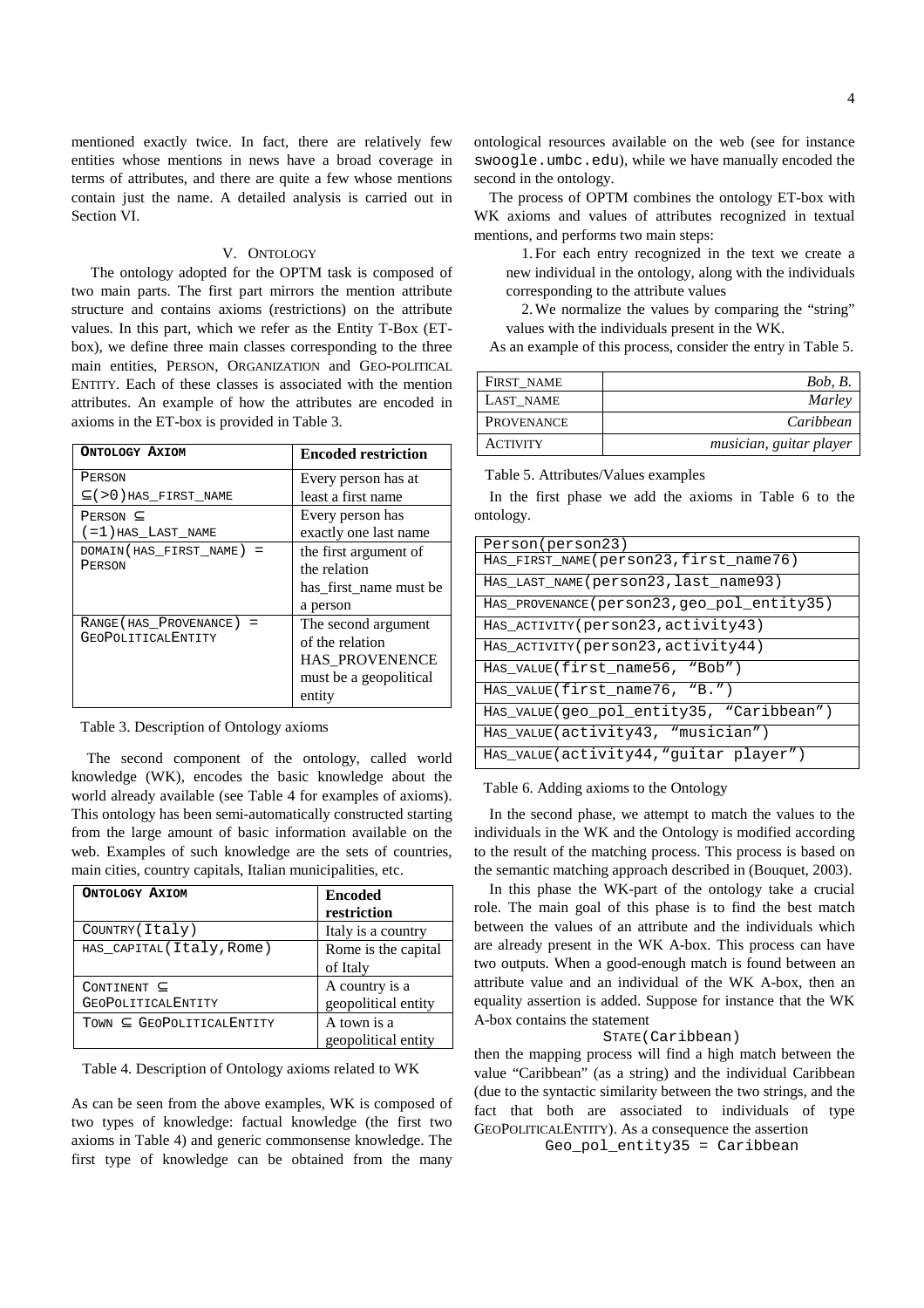mentioned exactly twice. In fact, there are relatively few entities whose mentions in news have a broad coverage in terms of attributes, and there are quite a few whose mentions contain just the name. A detailed analysis is carried out in Section VI.

## V. Ontology

The ontology adopted for the OPTM task is composed of two main parts. The first part mirrors the mention attribute structure and contains axioms (restrictions) on the attribute values. In this part, which we refer as the Entity T-Box (ET-box), we define three main classes corresponding to the three main entities, PERSON, ORGANIZATION and GEO-POLITICAL ENTITY. Each of these classes is associated with the mention attributes. An example of how the attributes are encoded in axioms in the ET-box is provided in Table 3.

| ONTOLOGY AXIOM | Encoded restriction |
|---|---|
| PERSON ⊆(>0)HAS_FIRST_NAME | Every person has at least a first name |
| PERSON ⊆ (=1)HAS_LAST_NAME | Every person has exactly one last name |
| DOMAIN(HAS_FIRST_NAME) = PERSON | the first argument of the relation has_first_name must be a person |
| RANGE(HAS_PROVENANCE) = GEOPOLITICALENTITY | The second argument of the relation HAS_PROVENENCE must be a geopolitical entity |

Table 3. Description of Ontology axioms

The second component of the ontology, called world knowledge (WK), encodes the basic knowledge about the world already available (see Table 4 for examples of axioms). This ontology has been semi-automatically constructed starting from the large amount of basic information available on the web. Examples of such knowledge are the sets of countries, main cities, country capitals, Italian municipalities, etc.

| ONTOLOGY AXIOM | Encoded restriction |
|---|---|
| COUNTRY(Italy) | Italy is a country |
| HAS_CAPITAL(Italy,Rome) | Rome is the capital of Italy |
| CONTINENT ⊆ GEOPOLITICALENTITY | A country is a geopolitical entity |
| TOWN ⊆ GEOPOLITICALENTITY | A town is a geopolitical entity |

Table 4. Description of Ontology axioms related to WK

As can be seen from the above examples, WK is composed of two types of knowledge: factual knowledge (the first two axioms in Table 4) and generic commonsense knowledge. The first type of knowledge can be obtained from the many ontological resources available on the web (see for instance swoogle.umbc.edu), while we have manually encoded the second in the ontology.

The process of OPTM combines the ontology ET-box with WK axioms and values of attributes recognized in textual mentions, and performs two main steps:

1. For each entry recognized in the text we create a new individual in the ontology, along with the individuals corresponding to the attribute values
2. We normalize the values by comparing the "string" values with the individuals present in the WK.

As an example of this process, consider the entry in Table 5.

| | |
|---|---|
| FIRST_NAME | *Bob, B.* |
| LAST_NAME | *Marley* |
| PROVENANCE | *Caribbean* |
| ACTIVITY | *musician, guitar player* |

Table 5. Attributes/Values examples

In the first phase we add the axioms in Table 6 to the ontology.

| |
|---|
| Person(person23) |
| HAS_FIRST_NAME(person23,first_name76) |
| HAS_LAST_NAME(person23,last_name93) |
| HAS_PROVENANCE(person23,geo_pol_entity35) |
| HAS_ACTIVITY(person23,activity43) |
| HAS_ACTIVITY(person23,activity44) |
| HAS_VALUE(first_name56, "Bob") |
| HAS_VALUE(first_name76, "B.") |
| HAS_VALUE(geo_pol_entity35, "Caribbean") |
| HAS_VALUE(activity43, "musician") |
| HAS_VALUE(activity44,"guitar player") |

Table 6. Adding axioms to the Ontology

In the second phase, we attempt to match the values to the individuals in the WK and the Ontology is modified according to the result of the matching process. This process is based on the semantic matching approach described in (Bouquet, 2003).

In this phase the WK-part of the ontology take a crucial role. The main goal of this phase is to find the best match between the values of an attribute and the individuals which are already present in the WK A-box. This process can have two outputs. When a good-enough match is found between an attribute value and an individual of the WK A-box, then an equality assertion is added. Suppose for instance that the WK A-box contains the statement

STATE(Caribbean)

then the mapping process will find a high match between the value "Caribbean" (as a string) and the individual Caribbean (due to the syntactic similarity between the two strings, and the fact that both are associated to individuals of type GEOPOLITICALENTITY). As a consequence the assertion

Geo_pol_entity35 = Caribbean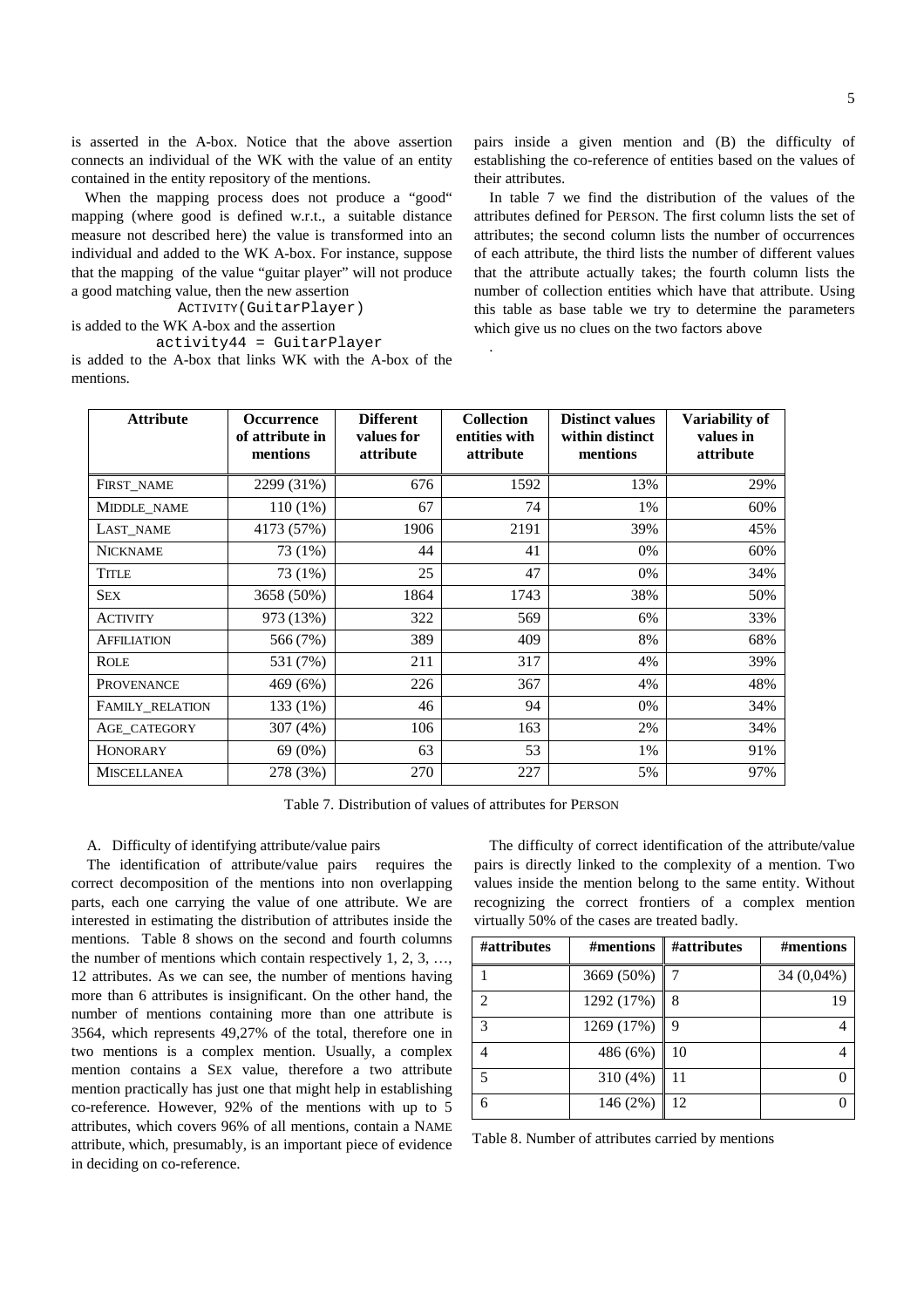is asserted in the A-box. Notice that the above assertion connects an individual of the WK with the value of an entity contained in the entity repository of the mentions.

When the mapping process does not produce a "good" mapping (where good is defined w.r.t., a suitable distance measure not described here) the value is transformed into an individual and added to the WK A-box. For instance, suppose that the mapping of the value "guitar player" will not produce a good matching value, then the new assertion

```
ACTIVITY(GuitarPlayer)
```

is added to the WK A-box and the assertion

```
activity44 = GuitarPlayer
```

is added to the A-box that links WK with the A-box of the mentions.

pairs inside a given mention and (B) the difficulty of establishing the co-reference of entities based on the values of their attributes.

In table 7 we find the distribution of the values of the attributes defined for PERSON. The first column lists the set of attributes; the second column lists the number of occurrences of each attribute, the third lists the number of different values that the attribute actually takes; the fourth column lists the number of collection entities which have that attribute. Using this table as base table we try to determine the parameters which give us no clues on the two factors above

.

| Attribute | Occurrence of attribute in mentions | Different values for attribute | Collection entities with attribute | Distinct values within distinct mentions | Variability of values in attribute |
|---|---|---|---|---|---|
| FIRST_NAME | 2299 (31%) | 676 | 1592 | 13% | 29% |
| MIDDLE_NAME | 110 (1%) | 67 | 74 | 1% | 60% |
| LAST_NAME | 4173 (57%) | 1906 | 2191 | 39% | 45% |
| NICKNAME | 73 (1%) | 44 | 41 | 0% | 60% |
| TITLE | 73 (1%) | 25 | 47 | 0% | 34% |
| SEX | 3658 (50%) | 1864 | 1743 | 38% | 50% |
| ACTIVITY | 973 (13%) | 322 | 569 | 6% | 33% |
| AFFILIATION | 566 (7%) | 389 | 409 | 8% | 68% |
| ROLE | 531 (7%) | 211 | 317 | 4% | 39% |
| PROVENANCE | 469 (6%) | 226 | 367 | 4% | 48% |
| FAMILY_RELATION | 133 (1%) | 46 | 94 | 0% | 34% |
| AGE_CATEGORY | 307 (4%) | 106 | 163 | 2% | 34% |
| HONORARY | 69 (0%) | 63 | 53 | 1% | 91% |
| MISCELLANEA | 278 (3%) | 270 | 227 | 5% | 97% |

Table 7. Distribution of values of attributes for PERSON

### A. Difficulty of identifying attribute/value pairs

The identification of attribute/value pairs requires the correct decomposition of the mentions into non overlapping parts, each one carrying the value of one attribute. We are interested in estimating the distribution of attributes inside the mentions. Table 8 shows on the second and fourth columns the number of mentions which contain respectively 1, 2, 3, …, 12 attributes. As we can see, the number of mentions having more than 6 attributes is insignificant. On the other hand, the number of mentions containing more than one attribute is 3564, which represents 49,27% of the total, therefore one in two mentions is a complex mention. Usually, a complex mention contains a SEX value, therefore a two attribute mention practically has just one that might help in establishing co-reference. However, 92% of the mentions with up to 5 attributes, which covers 96% of all mentions, contain a NAME attribute, which, presumably, is an important piece of evidence in deciding on co-reference.

The difficulty of correct identification of the attribute/value pairs is directly linked to the complexity of a mention. Two values inside the mention belong to the same entity. Without recognizing the correct frontiers of a complex mention virtually 50% of the cases are treated badly.

| #attributes | #mentions | #attributes | #mentions |
|---|---|---|---|
| 1 | 3669 (50%) | 7 | 34 (0,04%) |
| 2 | 1292 (17%) | 8 | 19 |
| 3 | 1269 (17%) | 9 | 4 |
| 4 | 486 (6%) | 10 | 4 |
| 5 | 310 (4%) | 11 | 0 |
| 6 | 146 (2%) | 12 | 0 |

Table 8. Number of attributes carried by mentions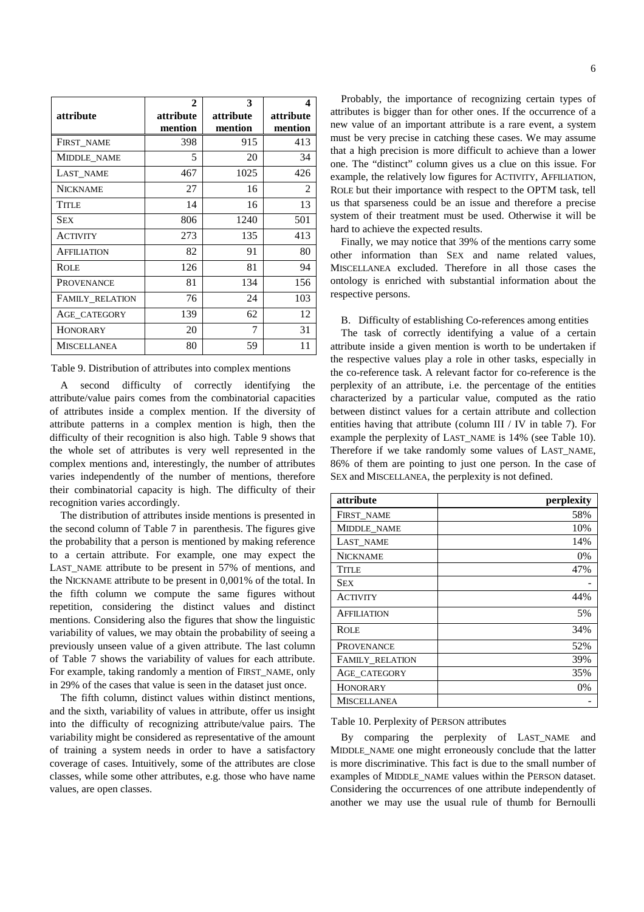| attribute | 2 attribute mention | 3 attribute mention | 4 attribute mention |
|---|---|---|---|
| FIRST_NAME | 398 | 915 | 413 |
| MIDDLE_NAME | 5 | 20 | 34 |
| LAST_NAME | 467 | 1025 | 426 |
| NICKNAME | 27 | 16 | 2 |
| TITLE | 14 | 16 | 13 |
| SEX | 806 | 1240 | 501 |
| ACTIVITY | 273 | 135 | 413 |
| AFFILIATION | 82 | 91 | 80 |
| ROLE | 126 | 81 | 94 |
| PROVENANCE | 81 | 134 | 156 |
| FAMILY_RELATION | 76 | 24 | 103 |
| AGE_CATEGORY | 139 | 62 | 12 |
| HONORARY | 20 | 7 | 31 |
| MISCELLANEA | 80 | 59 | 11 |

Table 9. Distribution of attributes into complex mentions

A second difficulty of correctly identifying the attribute/value pairs comes from the combinatorial capacities of attributes inside a complex mention. If the diversity of attribute patterns in a complex mention is high, then the difficulty of their recognition is also high. Table 9 shows that the whole set of attributes is very well represented in the complex mentions and, interestingly, the number of attributes varies independently of the number of mentions, therefore their combinatorial capacity is high. The difficulty of their recognition varies accordingly.

The distribution of attributes inside mentions is presented in the second column of Table 7 in parenthesis. The figures give the probability that a person is mentioned by making reference to a certain attribute. For example, one may expect the LAST_NAME attribute to be present in 57% of mentions, and the NICKNAME attribute to be present in 0,001% of the total. In the fifth column we compute the same figures without repetition, considering the distinct values and distinct mentions. Considering also the figures that show the linguistic variability of values, we may obtain the probability of seeing a previously unseen value of a given attribute. The last column of Table 7 shows the variability of values for each attribute. For example, taking randomly a mention of FIRST_NAME, only in 29% of the cases that value is seen in the dataset just once.

The fifth column, distinct values within distinct mentions, and the sixth, variability of values in attribute, offer us insight into the difficulty of recognizing attribute/value pairs. The variability might be considered as representative of the amount of training a system needs in order to have a satisfactory coverage of cases. Intuitively, some of the attributes are close classes, while some other attributes, e.g. those who have name values, are open classes.

Probably, the importance of recognizing certain types of attributes is bigger than for other ones. If the occurrence of a new value of an important attribute is a rare event, a system must be very precise in catching these cases. We may assume that a high precision is more difficult to achieve than a lower one. The "distinct" column gives us a clue on this issue. For example, the relatively low figures for ACTIVITY, AFFILIATION, ROLE but their importance with respect to the OPTM task, tell us that sparseness could be an issue and therefore a precise system of their treatment must be used. Otherwise it will be hard to achieve the expected results.

Finally, we may notice that 39% of the mentions carry some other information than SEX and name related values, MISCELLANEA excluded. Therefore in all those cases the ontology is enriched with substantial information about the respective persons.

### B. Difficulty of establishing Co-references among entities

The task of correctly identifying a value of a certain attribute inside a given mention is worth to be undertaken if the respective values play a role in other tasks, especially in the co-reference task. A relevant factor for co-reference is the perplexity of an attribute, i.e. the percentage of the entities characterized by a particular value, computed as the ratio between distinct values for a certain attribute and collection entities having that attribute (column III / IV in table 7). For example the perplexity of LAST_NAME is 14% (see Table 10). Therefore if we take randomly some values of LAST_NAME, 86% of them are pointing to just one person. In the case of SEX and MISCELLANEA, the perplexity is not defined.

| attribute | perplexity |
|---|---|
| FIRST_NAME | 58% |
| MIDDLE_NAME | 10% |
| LAST_NAME | 14% |
| NICKNAME | 0% |
| TITLE | 47% |
| SEX | - |
| ACTIVITY | 44% |
| AFFILIATION | 5% |
| ROLE | 34% |
| PROVENANCE | 52% |
| FAMILY_RELATION | 39% |
| AGE_CATEGORY | 35% |
| HONORARY | 0% |
| MISCELLANEA | - |

Table 10. Perplexity of PERSON attributes

By comparing the perplexity of LAST_NAME and MIDDLE_NAME one might erroneously conclude that the latter is more discriminative. This fact is due to the small number of examples of MIDDLE_NAME values within the PERSON dataset. Considering the occurrences of one attribute independently of another we may use the usual rule of thumb for Bernoulli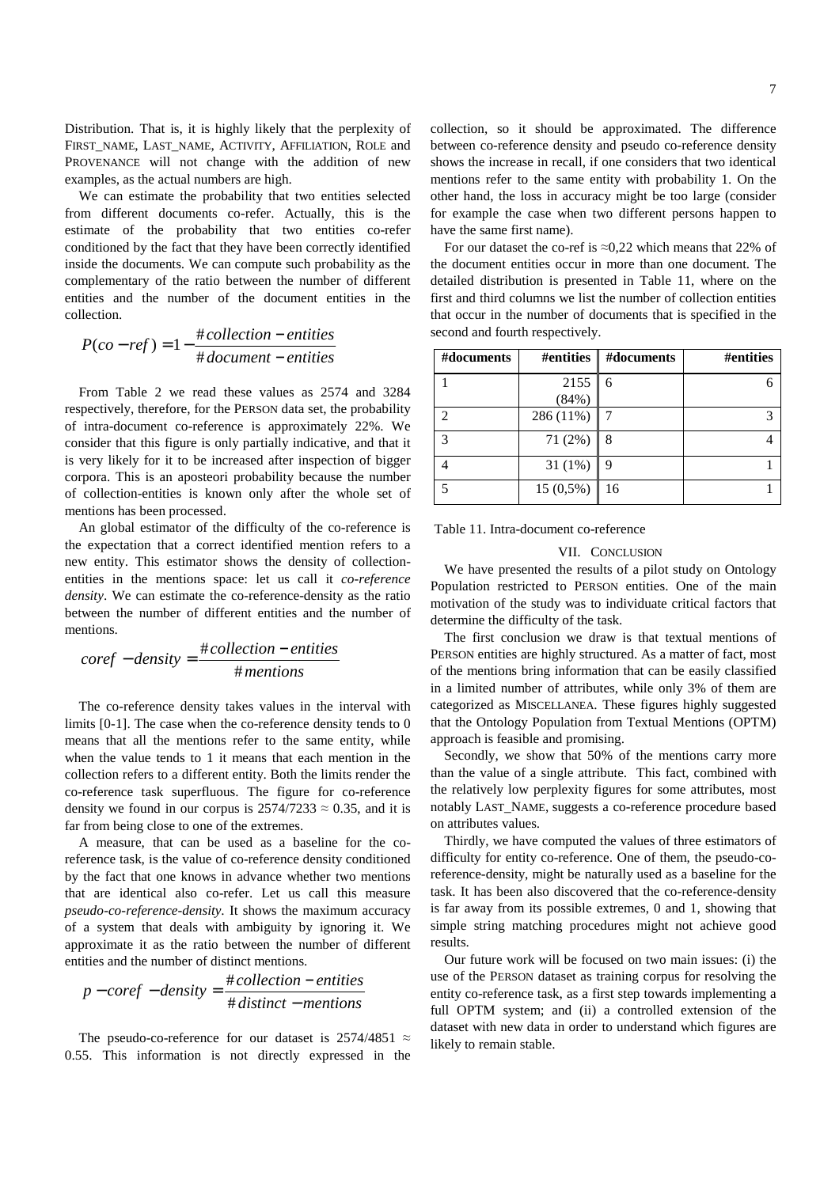Distribution. That is, it is highly likely that the perplexity of FIRST_NAME, LAST_NAME, ACTIVITY, AFFILIATION, ROLE and PROVENANCE will not change with the addition of new examples, as the actual numbers are high.

We can estimate the probability that two entities selected from different documents co-refer. Actually, this is the estimate of the probability that two entities co-refer conditioned by the fact that they have been correctly identified inside the documents. We can compute such probability as the complementary of the ratio between the number of different entities and the number of the document entities in the collection.

$$P(co-ref) = 1 - \frac{\#collection-entities}{\#document-entities}$$

From Table 2 we read these values as 2574 and 3284 respectively, therefore, for the PERSON data set, the probability of intra-document co-reference is approximately 22%. We consider that this figure is only partially indicative, and that it is very likely for it to be increased after inspection of bigger corpora. This is an aposteori probability because the number of collection-entities is known only after the whole set of mentions has been processed.

An global estimator of the difficulty of the co-reference is the expectation that a correct identified mention refers to a new entity. This estimator shows the density of collection-entities in the mentions space: let us call it *co-reference density*. We can estimate the co-reference-density as the ratio between the number of different entities and the number of mentions.

$$coref-density = \frac{\#collection-entities}{\#mentions}$$

The co-reference density takes values in the interval with limits [0-1]. The case when the co-reference density tends to 0 means that all the mentions refer to the same entity, while when the value tends to 1 it means that each mention in the collection refers to a different entity. Both the limits render the co-reference task superfluous. The figure for co-reference density we found in our corpus is $2574/7233 \approx 0.35$, and it is far from being close to one of the extremes.

A measure, that can be used as a baseline for the co-reference task, is the value of co-reference density conditioned by the fact that one knows in advance whether two mentions that are identical also co-refer. Let us call this measure *pseudo-co-reference-density*. It shows the maximum accuracy of a system that deals with ambiguity by ignoring it. We approximate it as the ratio between the number of different entities and the number of distinct mentions.

$$p-coref-density = \frac{\#collection-entities}{\#distinct-mentions}$$

The pseudo-co-reference for our dataset is $2574/4851 \approx 0.55$. This information is not directly expressed in the collection, so it should be approximated. The difference between co-reference density and pseudo co-reference density shows the increase in recall, if one considers that two identical mentions refer to the same entity with probability 1. On the other hand, the loss in accuracy might be too large (consider for example the case when two different persons happen to have the same first name).

For our dataset the co-ref is ≈0,22 which means that 22% of the document entities occur in more than one document. The detailed distribution is presented in Table 11, where on the first and third columns we list the number of collection entities that occur in the number of documents that is specified in the second and fourth respectively.

| #documents | #entities | #documents | #entities |
|---|---|---|---|
| 1 | 2155 (84%) | 6 | 6 |
| 2 | 286 (11%) | 7 | 3 |
| 3 | 71 (2%) | 8 | 4 |
| 4 | 31 (1%) | 9 | 1 |
| 5 | 15 (0,5%) | 16 | 1 |

Table 11. Intra-document co-reference

## VII. CONCLUSION

We have presented the results of a pilot study on Ontology Population restricted to PERSON entities. One of the main motivation of the study was to individuate critical factors that determine the difficulty of the task.

The first conclusion we draw is that textual mentions of PERSON entities are highly structured. As a matter of fact, most of the mentions bring information that can be easily classified in a limited number of attributes, while only 3% of them are categorized as MISCELLANEA. These figures highly suggested that the Ontology Population from Textual Mentions (OPTM) approach is feasible and promising.

Secondly, we show that 50% of the mentions carry more than the value of a single attribute. This fact, combined with the relatively low perplexity figures for some attributes, most notably LAST_NAME, suggests a co-reference procedure based on attributes values.

Thirdly, we have computed the values of three estimators of difficulty for entity co-reference. One of them, the pseudo-co-reference-density, might be naturally used as a baseline for the task. It has been also discovered that the co-reference-density is far away from its possible extremes, 0 and 1, showing that simple string matching procedures might not achieve good results.

Our future work will be focused on two main issues: (i) the use of the PERSON dataset as training corpus for resolving the entity co-reference task, as a first step towards implementing a full OPTM system; and (ii) a controlled extension of the dataset with new data in order to understand which figures are likely to remain stable.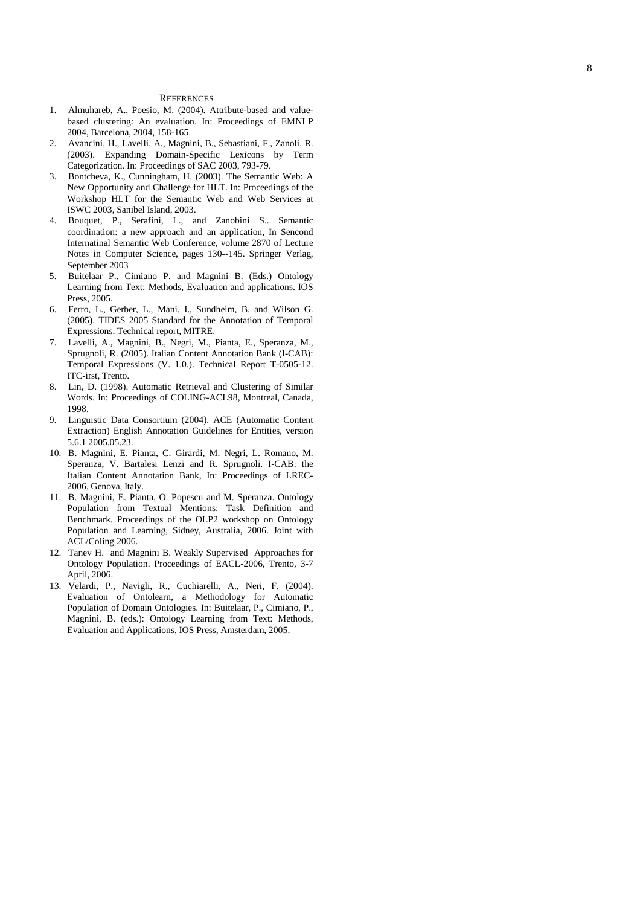## REFERENCES

1. Almuhareb, A., Poesio, M. (2004). Attribute-based and value-based clustering: An evaluation. In: Proceedings of EMNLP 2004, Barcelona, 2004, 158-165.
2. Avancini, H., Lavelli, A., Magnini, B., Sebastiani, F., Zanoli, R. (2003). Expanding Domain-Specific Lexicons by Term Categorization. In: Proceedings of SAC 2003, 793-79.
3. Bontcheva, K., Cunningham, H. (2003). The Semantic Web: A New Opportunity and Challenge for HLT. In: Proceedings of the Workshop HLT for the Semantic Web and Web Services at ISWC 2003, Sanibel Island, 2003.
4. Bouquet, P., Serafini, L., and Zanobini S.. Semantic coordination: a new approach and an application, In Sencond Internatinal Semantic Web Conference, volume 2870 of Lecture Notes in Computer Science, pages 130--145. Springer Verlag, September 2003
5. Buitelaar P., Cimiano P. and Magnini B. (Eds.) Ontology Learning from Text: Methods, Evaluation and applications. IOS Press, 2005.
6. Ferro, L., Gerber, L., Mani, I., Sundheim, B. and Wilson G. (2005). TIDES 2005 Standard for the Annotation of Temporal Expressions. Technical report, MITRE.
7. Lavelli, A., Magnini, B., Negri, M., Pianta, E., Speranza, M., Sprugnoli, R. (2005). Italian Content Annotation Bank (I-CAB): Temporal Expressions (V. 1.0.). Technical Report T-0505-12. ITC-irst, Trento.
8. Lin, D. (1998). Automatic Retrieval and Clustering of Similar Words. In: Proceedings of COLING-ACL98, Montreal, Canada, 1998.
9. Linguistic Data Consortium (2004). ACE (Automatic Content Extraction) English Annotation Guidelines for Entities, version 5.6.1 2005.05.23.
10. B. Magnini, E. Pianta, C. Girardi, M. Negri, L. Romano, M. Speranza, V. Bartalesi Lenzi and R. Sprugnoli. I-CAB: the Italian Content Annotation Bank, In: Proceedings of LREC-2006, Genova, Italy.
11. B. Magnini, E. Pianta, O. Popescu and M. Speranza. Ontology Population from Textual Mentions: Task Definition and Benchmark. Proceedings of the OLP2 workshop on Ontology Population and Learning, Sidney, Australia, 2006. Joint with ACL/Coling 2006.
12. Tanev H. and Magnini B. Weakly Supervised Approaches for Ontology Population. Proceedings of EACL-2006, Trento, 3-7 April, 2006.
13. Velardi, P., Navigli, R., Cuchiarelli, A., Neri, F. (2004). Evaluation of Ontolearn, a Methodology for Automatic Population of Domain Ontologies. In: Buitelaar, P., Cimiano, P., Magnini, B. (eds.): Ontology Learning from Text: Methods, Evaluation and Applications, IOS Press, Amsterdam, 2005.